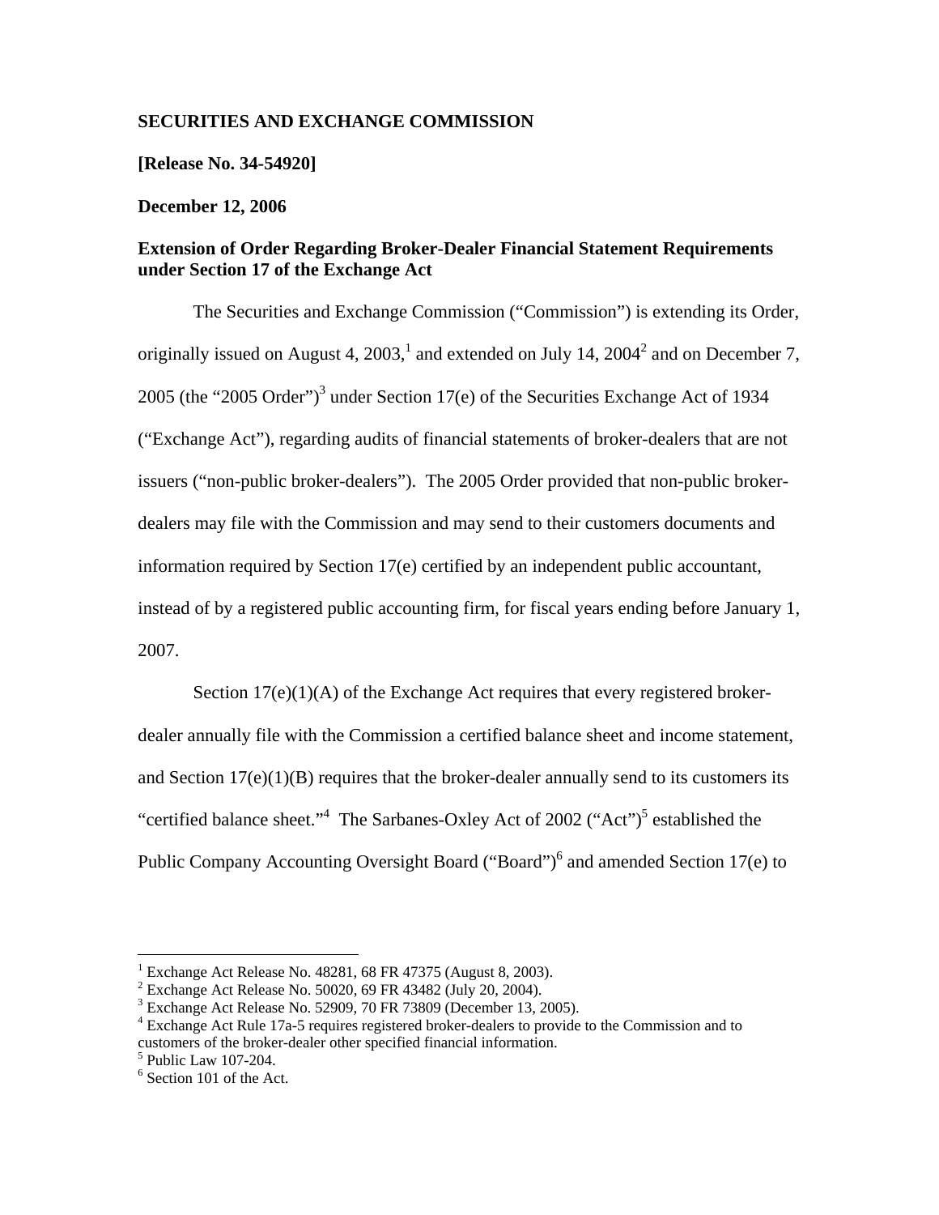**SECURITIES AND EXCHANGE COMMISSION**

**[Release No. 34-54920]**

**December 12, 2006**

**Extension of Order Regarding Broker-Dealer Financial Statement Requirements under Section 17 of the Exchange Act**

The Securities and Exchange Commission ("Commission") is extending its Order, originally issued on August 4, 2003,[1] and extended on July 14, 2004[2] and on December 7, 2005 (the "2005 Order")[3] under Section 17(e) of the Securities Exchange Act of 1934 ("Exchange Act"), regarding audits of financial statements of broker-dealers that are not issuers ("non-public broker-dealers"). The 2005 Order provided that non-public broker-dealers may file with the Commission and may send to their customers documents and information required by Section 17(e) certified by an independent public accountant, instead of by a registered public accounting firm, for fiscal years ending before January 1, 2007.

Section 17(e)(1)(A) of the Exchange Act requires that every registered broker-dealer annually file with the Commission a certified balance sheet and income statement, and Section 17(e)(1)(B) requires that the broker-dealer annually send to its customers its "certified balance sheet."[4] The Sarbanes-Oxley Act of 2002 ("Act")[5] established the Public Company Accounting Oversight Board ("Board")[6] and amended Section 17(e) to

---

[1] Exchange Act Release No. 48281, 68 FR 47375 (August 8, 2003).

[2] Exchange Act Release No. 50020, 69 FR 43482 (July 20, 2004).

[3] Exchange Act Release No. 52909, 70 FR 73809 (December 13, 2005).

[4] Exchange Act Rule 17a-5 requires registered broker-dealers to provide to the Commission and to customers of the broker-dealer other specified financial information.

[5] Public Law 107-204.

[6] Section 101 of the Act.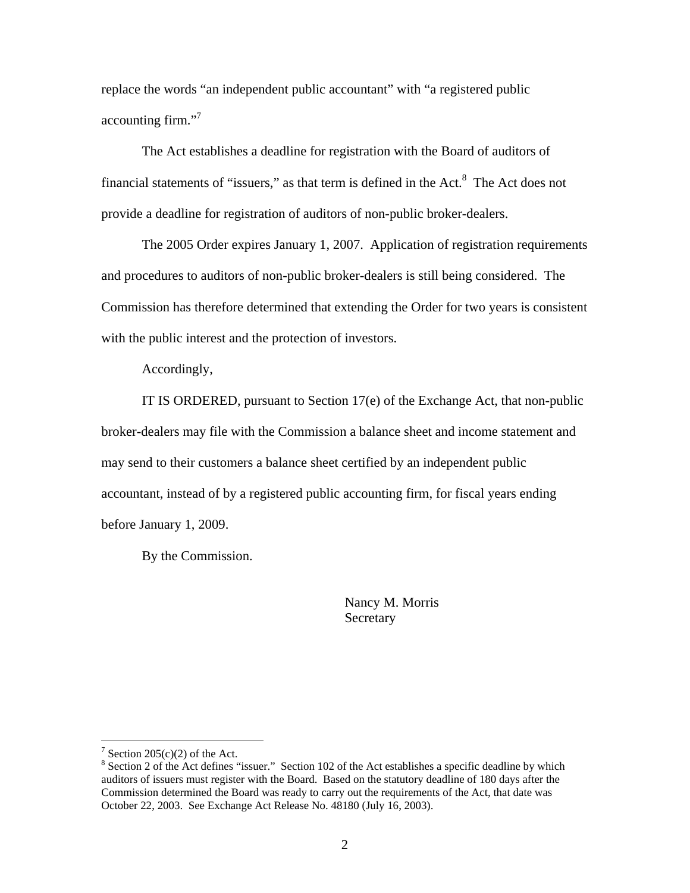replace the words "an independent public accountant" with "a registered public accounting firm."[7]

The Act establishes a deadline for registration with the Board of auditors of financial statements of "issuers," as that term is defined in the Act.[8] The Act does not provide a deadline for registration of auditors of non-public broker-dealers.

The 2005 Order expires January 1, 2007. Application of registration requirements and procedures to auditors of non-public broker-dealers is still being considered. The Commission has therefore determined that extending the Order for two years is consistent with the public interest and the protection of investors.

Accordingly,

IT IS ORDERED, pursuant to Section 17(e) of the Exchange Act, that non-public broker-dealers may file with the Commission a balance sheet and income statement and may send to their customers a balance sheet certified by an independent public accountant, instead of by a registered public accounting firm, for fiscal years ending before January 1, 2009.

By the Commission.

Nancy M. Morris
Secretary

---

[7] Section 205(c)(2) of the Act.

[8] Section 2 of the Act defines "issuer." Section 102 of the Act establishes a specific deadline by which auditors of issuers must register with the Board. Based on the statutory deadline of 180 days after the Commission determined the Board was ready to carry out the requirements of the Act, that date was October 22, 2003. See Exchange Act Release No. 48180 (July 16, 2003).